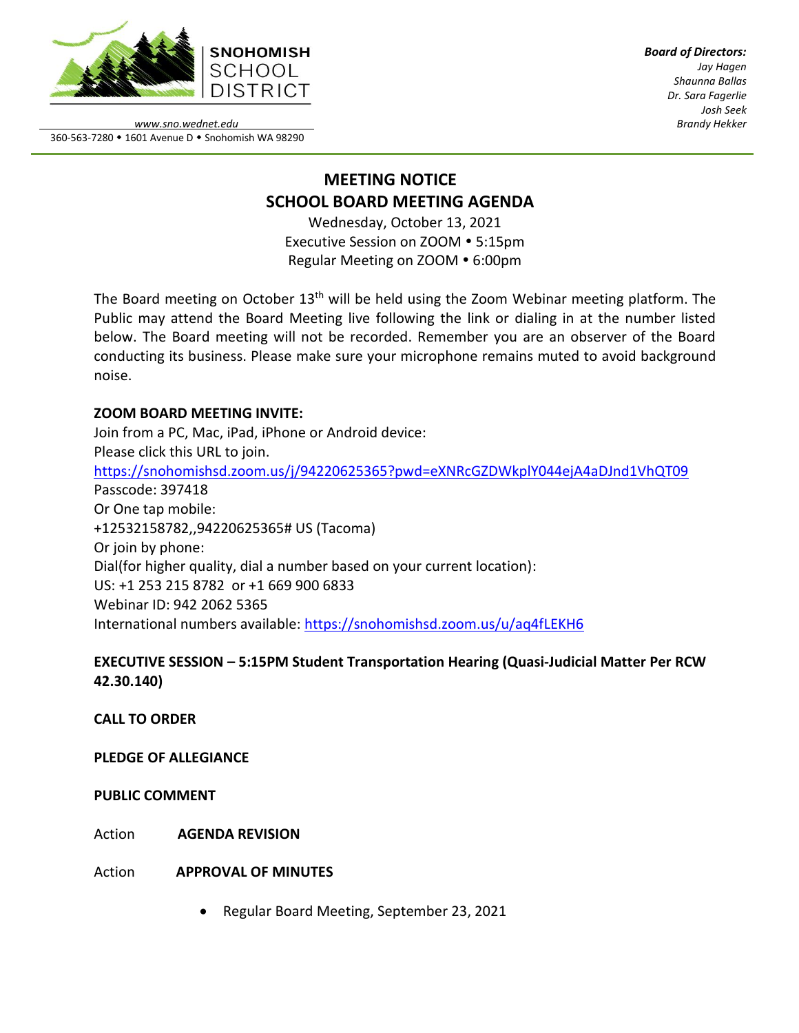**SNOHOMISH SCHOOL DISTRICT**

*www.sno.wednet.edu*
360-563-7280 • 1601 Avenue D • Snohomish WA 98290

***Board of Directors:***
*Jay Hagen*
*Shaunna Ballas*
*Dr. Sara Fagerlie*
*Josh Seek*
*Brandy Hekker*

# MEETING NOTICE
# SCHOOL BOARD MEETING AGENDA

Wednesday, October 13, 2021
Executive Session on ZOOM • 5:15pm
Regular Meeting on ZOOM • 6:00pm

The Board meeting on October 13th will be held using the Zoom Webinar meeting platform. The Public may attend the Board Meeting live following the link or dialing in at the number listed below. The Board meeting will not be recorded. Remember you are an observer of the Board conducting its business. Please make sure your microphone remains muted to avoid background noise.

**ZOOM BOARD MEETING INVITE:**
Join from a PC, Mac, iPad, iPhone or Android device:
Please click this URL to join.
https://snohomishsd.zoom.us/j/94220625365?pwd=eXNRcGZDWkplY044ejA4aDJnd1VhQT09
Passcode: 397418
Or One tap mobile:
+12532158782,,94220625365# US (Tacoma)
Or join by phone:
Dial(for higher quality, dial a number based on your current location):
US: +1 253 215 8782 or +1 669 900 6833
Webinar ID: 942 2062 5365
International numbers available: https://snohomishsd.zoom.us/u/aq4fLEKH6

**EXECUTIVE SESSION – 5:15PM Student Transportation Hearing (Quasi-Judicial Matter Per RCW 42.30.140)**

**CALL TO ORDER**

**PLEDGE OF ALLEGIANCE**

**PUBLIC COMMENT**

Action **AGENDA REVISION**

Action **APPROVAL OF MINUTES**

- Regular Board Meeting, September 23, 2021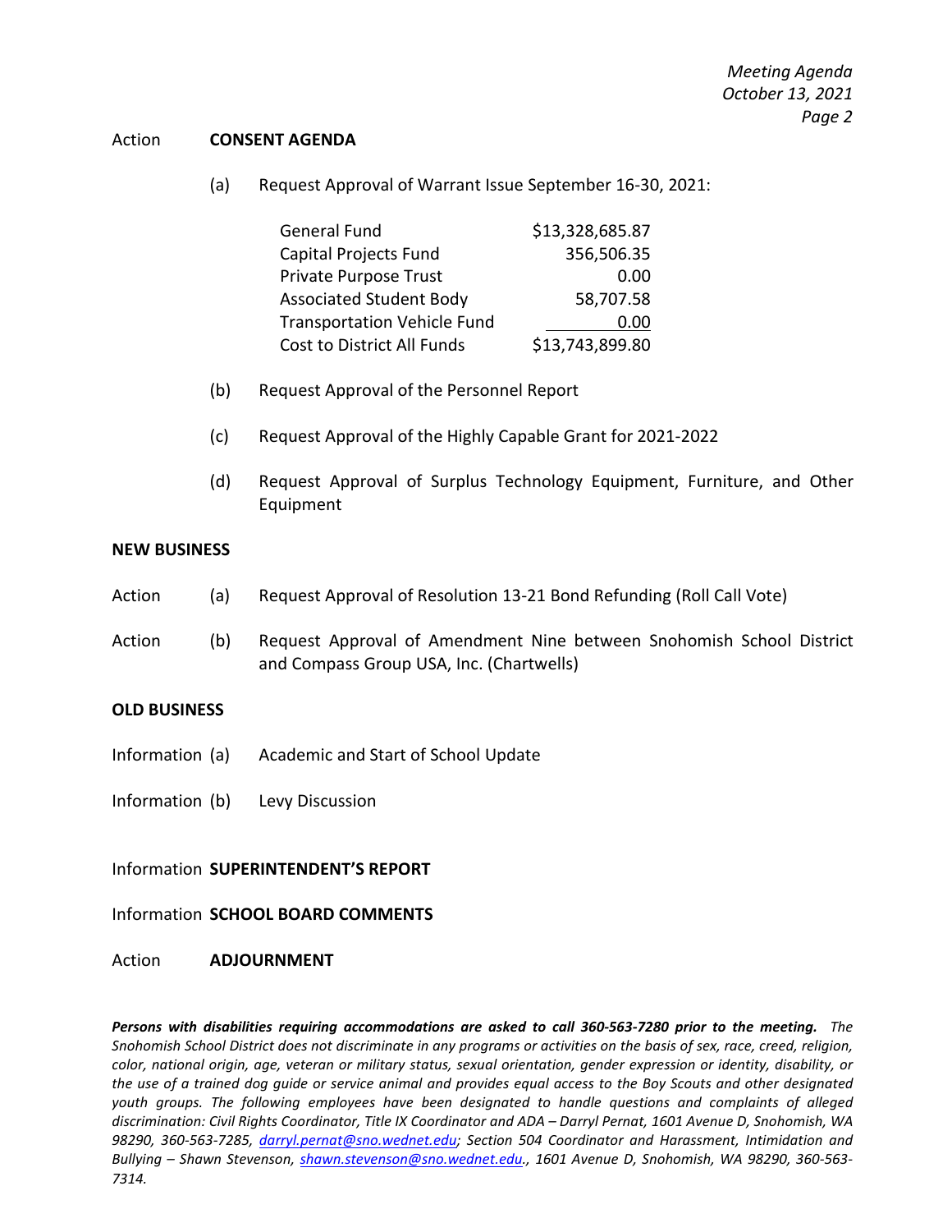Action **CONSENT AGENDA**

(a) Request Approval of Warrant Issue September 16-30, 2021:

| | |
|---|---|
| General Fund | $13,328,685.87 |
| Capital Projects Fund | 356,506.35 |
| Private Purpose Trust | 0.00 |
| Associated Student Body | 58,707.58 |
| Transportation Vehicle Fund | 0.00 |
| Cost to District All Funds | $13,743,899.80 |

(b) Request Approval of the Personnel Report

(c) Request Approval of the Highly Capable Grant for 2021-2022

(d) Request Approval of Surplus Technology Equipment, Furniture, and Other Equipment

**NEW BUSINESS**

Action (a) Request Approval of Resolution 13-21 Bond Refunding (Roll Call Vote)

Action (b) Request Approval of Amendment Nine between Snohomish School District and Compass Group USA, Inc. (Chartwells)

**OLD BUSINESS**

Information (a) Academic and Start of School Update

Information (b) Levy Discussion

Information **SUPERINTENDENT'S REPORT**

Information **SCHOOL BOARD COMMENTS**

Action **ADJOURNMENT**

***Persons with disabilities requiring accommodations are asked to call 360-563-7280 prior to the meeting.*** *The Snohomish School District does not discriminate in any programs or activities on the basis of sex, race, creed, religion, color, national origin, age, veteran or military status, sexual orientation, gender expression or identity, disability, or the use of a trained dog guide or service animal and provides equal access to the Boy Scouts and other designated youth groups. The following employees have been designated to handle questions and complaints of alleged discrimination: Civil Rights Coordinator, Title IX Coordinator and ADA – Darryl Pernat, 1601 Avenue D, Snohomish, WA 98290, 360-563-7285, darryl.pernat@sno.wednet.edu; Section 504 Coordinator and Harassment, Intimidation and Bullying – Shawn Stevenson, shawn.stevenson@sno.wednet.edu., 1601 Avenue D, Snohomish, WA 98290, 360-563-7314.*